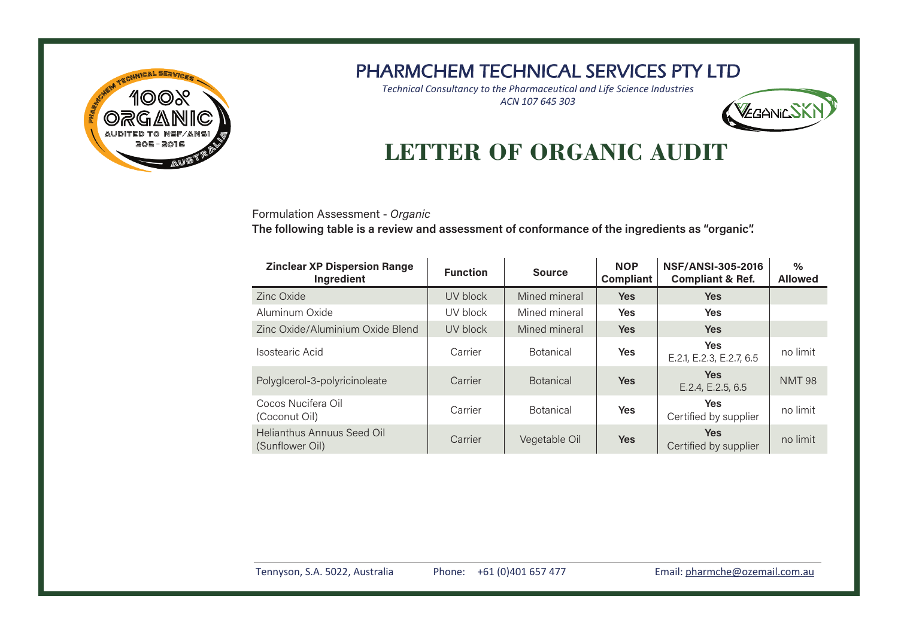# PHARMCHEM TECHNICAL SERVICES PTY LTD

*Technical Consultancy to the Pharmaceutical and Life Science Industries*
*ACN 107 645 303*

## LETTER OF ORGANIC AUDIT

Formulation Assessment - *Organic*

**The following table is a review and assessment of conformance of the ingredients as "organic".**

| Zinclear XP Dispersion Range Ingredient | Function | Source | NOP Compliant | NSF/ANSI-305-2016 Compliant & Ref. | % Allowed |
|---|---|---|---|---|---|
| Zinc Oxide | UV block | Mined mineral | **Yes** | **Yes** | |
| Aluminum Oxide | UV block | Mined mineral | **Yes** | **Yes** | |
| Zinc Oxide/Aluminium Oxide Blend | UV block | Mined mineral | **Yes** | **Yes** | |
| Isostearic Acid | Carrier | Botanical | **Yes** | **Yes** E.2.1, E.2.3, E.2.7, 6.5 | no limit |
| Polyglcerol-3-polyricinoleate | Carrier | Botanical | **Yes** | **Yes** E.2.4, E.2.5, 6.5 | NMT 98 |
| Cocos Nucifera Oil (Coconut Oil) | Carrier | Botanical | **Yes** | **Yes** Certified by supplier | no limit |
| Helianthus Annuus Seed Oil (Sunflower Oil) | Carrier | Vegetable Oil | **Yes** | **Yes** Certified by supplier | no limit |

Tennyson, S.A. 5022, Australia Phone: +61 (0)401 657 477 Email: pharmche@ozemail.com.au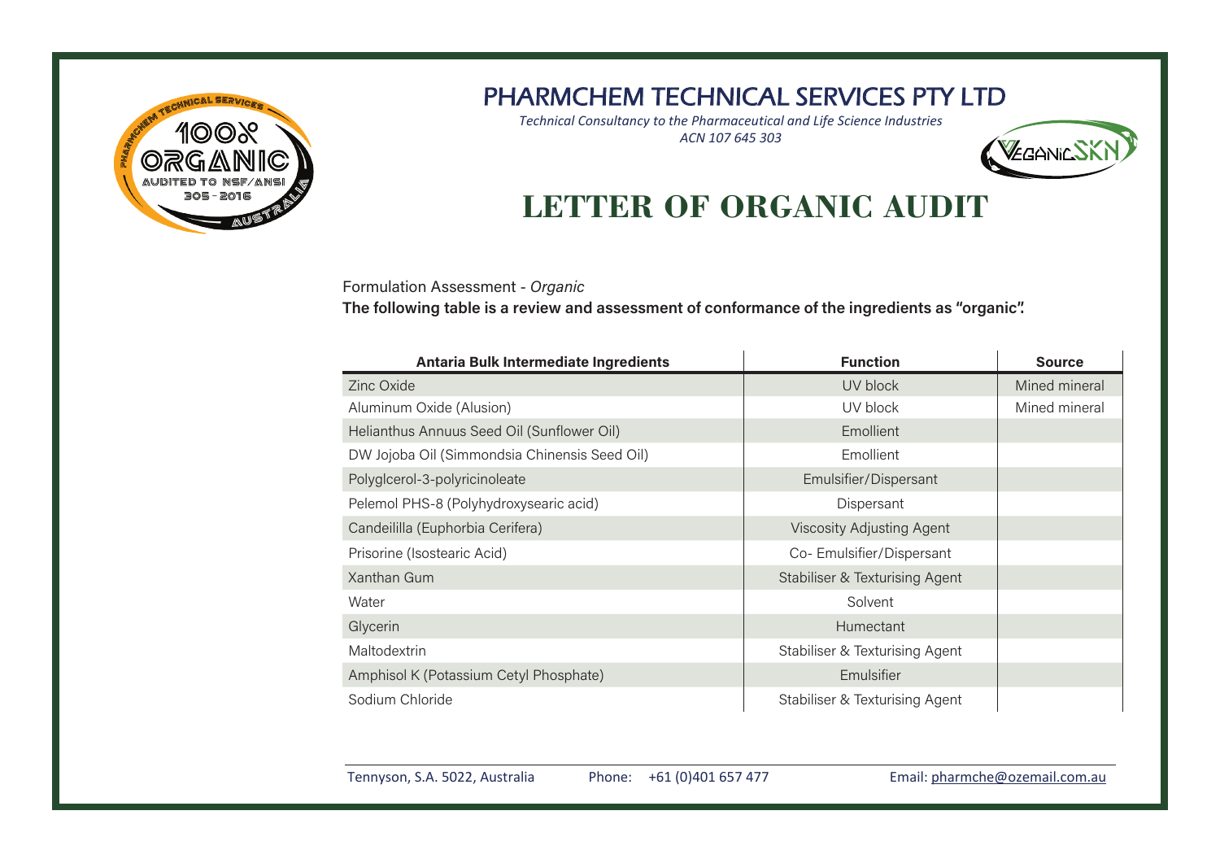# PHARMCHEM TECHNICAL SERVICES PTY LTD

*Technical Consultancy to the Pharmaceutical and Life Science Industries*
*ACN 107 645 303*

## LETTER OF ORGANIC AUDIT

Formulation Assessment - *Organic*

**The following table is a review and assessment of conformance of the ingredients as "organic".**

| Antaria Bulk Intermediate Ingredients | Function | Source |
|---|---|---|
| Zinc Oxide | UV block | Mined mineral |
| Aluminum Oxide (Alusion) | UV block | Mined mineral |
| Helianthus Annuus Seed Oil (Sunflower Oil) | Emollient | |
| DW Jojoba Oil (Simmondsia Chinensis Seed Oil) | Emollient | |
| Polyglcerol-3-polyricinoleate | Emulsifier/Dispersant | |
| Pelemol PHS-8 (Polyhydroxysearic acid) | Dispersant | |
| Candeililla (Euphorbia Cerifera) | Viscosity Adjusting Agent | |
| Prisorine (Isostearic Acid) | Co- Emulsifier/Dispersant | |
| Xanthan Gum | Stabiliser & Texturising Agent | |
| Water | Solvent | |
| Glycerin | Humectant | |
| Maltodextrin | Stabiliser & Texturising Agent | |
| Amphisol K (Potassium Cetyl Phosphate) | Emulsifier | |
| Sodium Chloride | Stabiliser & Texturising Agent | |

Tennyson, S.A. 5022, Australia    Phone: +61 (0)401 657 477    Email: pharmche@ozemail.com.au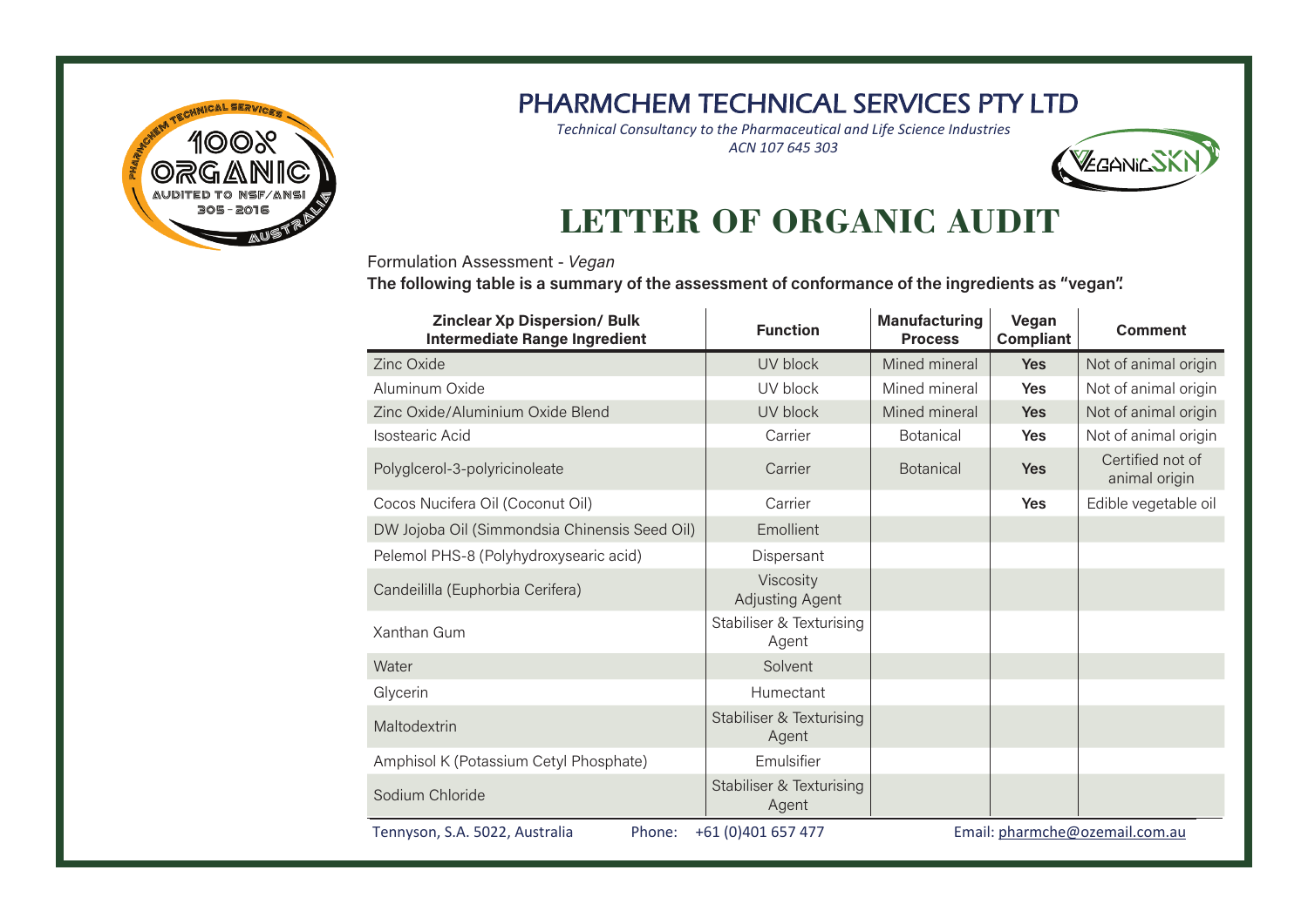# PHARMCHEM TECHNICAL SERVICES PTY LTD

*Technical Consultancy to the Pharmaceutical and Life Science Industries*
*ACN 107 645 303*

## LETTER OF ORGANIC AUDIT

Formulation Assessment - *Vegan*

**The following table is a summary of the assessment of conformance of the ingredients as "vegan".**

| Zinclear Xp Dispersion/ Bulk Intermediate Range Ingredient | Function | Manufacturing Process | Vegan Compliant | Comment |
|---|---|---|---|---|
| Zinc Oxide | UV block | Mined mineral | **Yes** | Not of animal origin |
| Aluminum Oxide | UV block | Mined mineral | **Yes** | Not of animal origin |
| Zinc Oxide/Aluminium Oxide Blend | UV block | Mined mineral | **Yes** | Not of animal origin |
| Isostearic Acid | Carrier | Botanical | **Yes** | Not of animal origin |
| Polyglcerol-3-polyricinoleate | Carrier | Botanical | **Yes** | Certified not of animal origin |
| Cocos Nucifera Oil (Coconut Oil) | Carrier | | **Yes** | Edible vegetable oil |
| DW Jojoba Oil (Simmondsia Chinensis Seed Oil) | Emollient | | | |
| Pelemol PHS-8 (Polyhydroxysearic acid) | Dispersant | | | |
| Candeililla (Euphorbia Cerifera) | Viscosity Adjusting Agent | | | |
| Xanthan Gum | Stabiliser & Texturising Agent | | | |
| Water | Solvent | | | |
| Glycerin | Humectant | | | |
| Maltodextrin | Stabiliser & Texturising Agent | | | |
| Amphisol K (Potassium Cetyl Phosphate) | Emulsifier | | | |
| Sodium Chloride | Stabiliser & Texturising Agent | | | |

Tennyson, S.A. 5022, Australia Phone: +61 (0)401 657 477 Email: pharmche@ozemail.com.au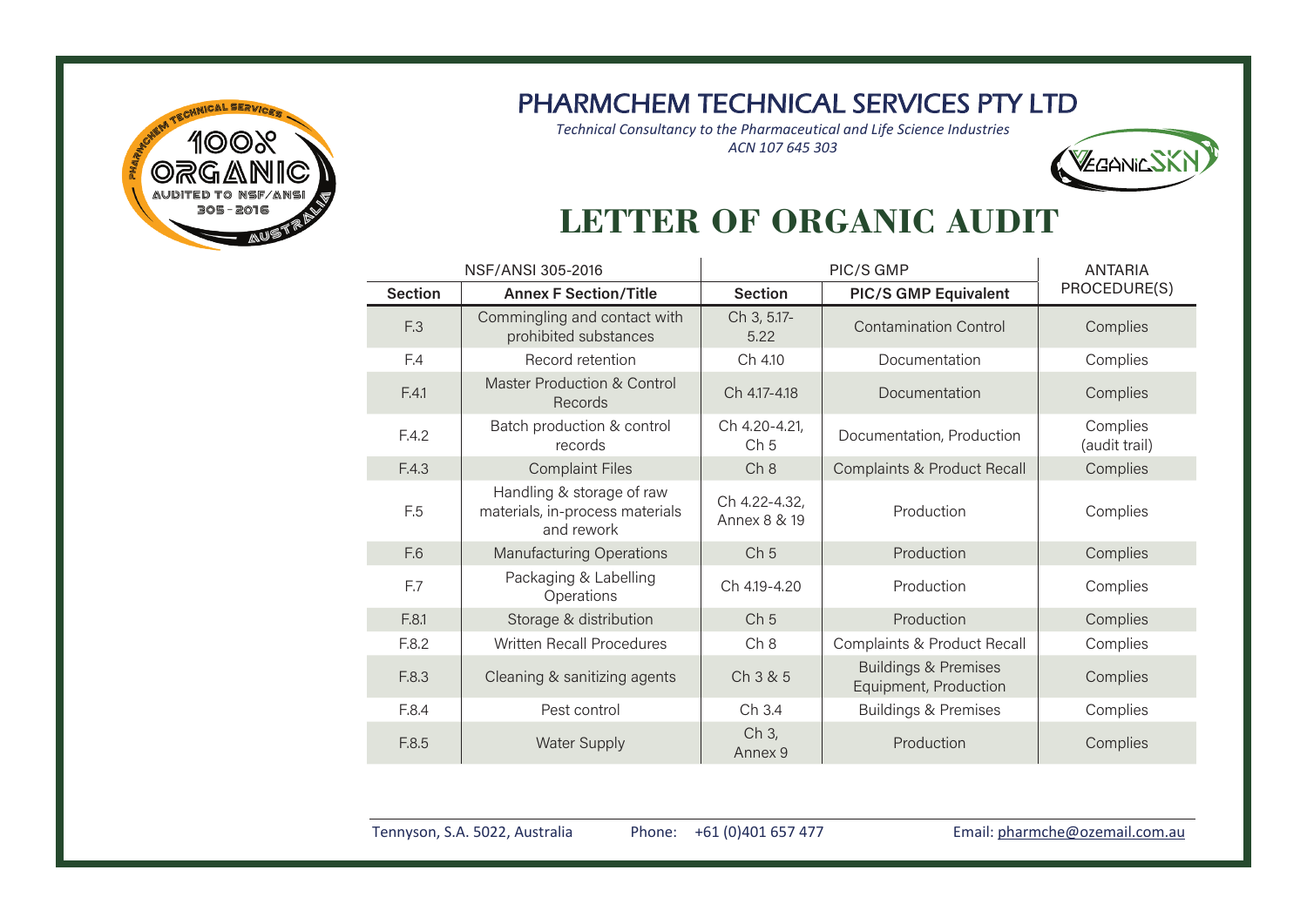# PHARMCHEM TECHNICAL SERVICES PTY LTD

*Technical Consultancy to the Pharmaceutical and Life Science Industries*
*ACN 107 645 303*

## LETTER OF ORGANIC AUDIT

| NSF/ANSI 305-2016 | | PIC/S GMP | | ANTARIA PROCEDURE(S) |
|---|---|---|---|---|
| **Section** | **Annex F Section/Title** | **Section** | **PIC/S GMP Equivalent** | |
| F.3 | Commingling and contact with prohibited substances | Ch 3, 5.17-5.22 | Contamination Control | Complies |
| F.4 | Record retention | Ch 4.10 | Documentation | Complies |
| F.4.1 | Master Production & Control Records | Ch 4.17-4.18 | Documentation | Complies |
| F.4.2 | Batch production & control records | Ch 4.20-4.21, Ch 5 | Documentation, Production | Complies (audit trail) |
| F.4.3 | Complaint Files | Ch 8 | Complaints & Product Recall | Complies |
| F.5 | Handling & storage of raw materials, in-process materials and rework | Ch 4.22-4.32, Annex 8 & 19 | Production | Complies |
| F.6 | Manufacturing Operations | Ch 5 | Production | Complies |
| F.7 | Packaging & Labelling Operations | Ch 4.19-4.20 | Production | Complies |
| F.8.1 | Storage & distribution | Ch 5 | Production | Complies |
| F.8.2 | Written Recall Procedures | Ch 8 | Complaints & Product Recall | Complies |
| F.8.3 | Cleaning & sanitizing agents | Ch 3 & 5 | Buildings & Premises Equipment, Production | Complies |
| F.8.4 | Pest control | Ch 3.4 | Buildings & Premises | Complies |
| F.8.5 | Water Supply | Ch 3, Annex 9 | Production | Complies |

Tennyson, S.A. 5022, Australia Phone: +61 (0)401 657 477 Email: pharmche@ozemail.com.au